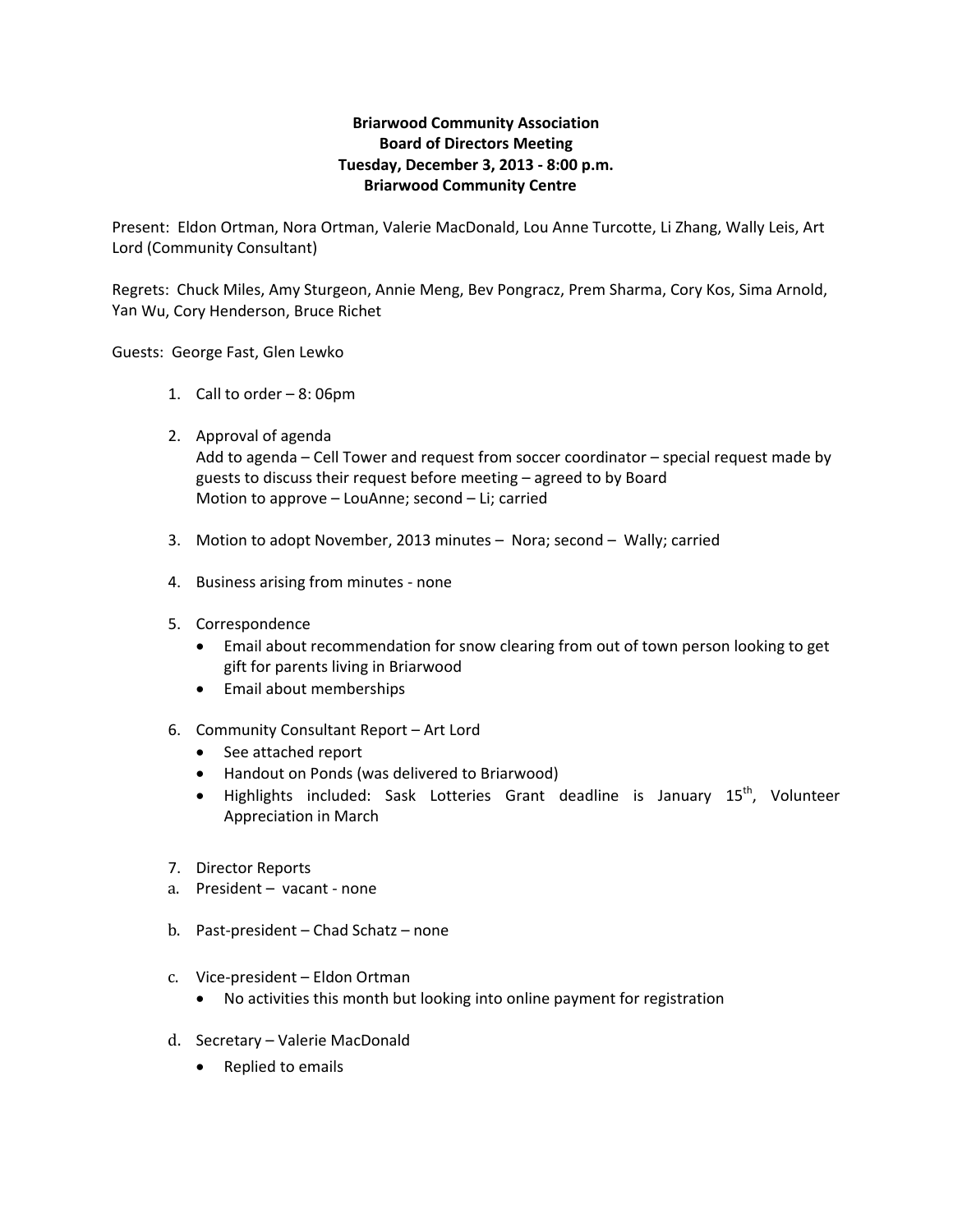**Briarwood Community Association**
**Board of Directors Meeting**
**Tuesday, December 3, 2013 - 8:00 p.m.**
**Briarwood Community Centre**

Present: Eldon Ortman, Nora Ortman, Valerie MacDonald, Lou Anne Turcotte, Li Zhang, Wally Leis, Art Lord (Community Consultant)

Regrets: Chuck Miles, Amy Sturgeon, Annie Meng, Bev Pongracz, Prem Sharma, Cory Kos, Sima Arnold, Yan Wu, Cory Henderson, Bruce Richet

Guests: George Fast, Glen Lewko

1. Call to order – 8: 06pm

2. Approval of agenda
   Add to agenda – Cell Tower and request from soccer coordinator – special request made by guests to discuss their request before meeting – agreed to by Board
   Motion to approve – LouAnne; second – Li; carried

3. Motion to adopt November, 2013 minutes – Nora; second – Wally; carried

4. Business arising from minutes - none

5. Correspondence
   - Email about recommendation for snow clearing from out of town person looking to get gift for parents living in Briarwood
   - Email about memberships

6. Community Consultant Report – Art Lord
   - See attached report
   - Handout on Ponds (was delivered to Briarwood)
   - Highlights included: Sask Lotteries Grant deadline is January 15th, Volunteer Appreciation in March

7. Director Reports

a. President – vacant - none

b. Past-president – Chad Schatz – none

c. Vice-president – Eldon Ortman
   - No activities this month but looking into online payment for registration

d. Secretary – Valerie MacDonald
   - Replied to emails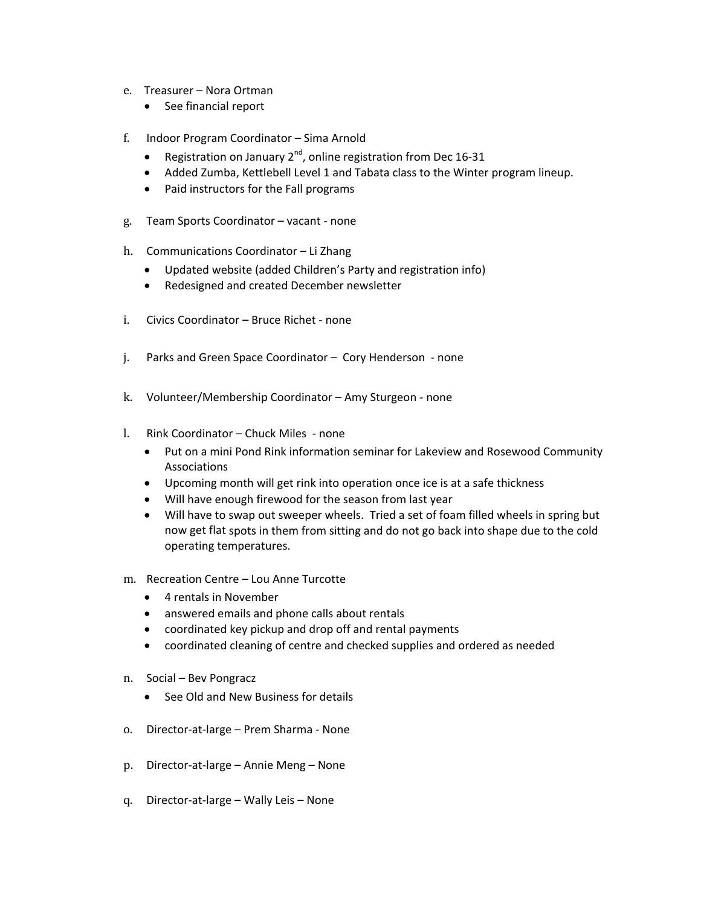e. Treasurer – Nora Ortman
    - See financial report

f. Indoor Program Coordinator – Sima Arnold
    - Registration on January 2nd, online registration from Dec 16-31
    - Added Zumba, Kettlebell Level 1 and Tabata class to the Winter program lineup.
    - Paid instructors for the Fall programs

g. Team Sports Coordinator – vacant - none

h. Communications Coordinator – Li Zhang
    - Updated website (added Children's Party and registration info)
    - Redesigned and created December newsletter

i. Civics Coordinator – Bruce Richet - none

j. Parks and Green Space Coordinator – Cory Henderson - none

k. Volunteer/Membership Coordinator – Amy Sturgeon - none

l. Rink Coordinator – Chuck Miles - none
    - Put on a mini Pond Rink information seminar for Lakeview and Rosewood Community Associations
    - Upcoming month will get rink into operation once ice is at a safe thickness
    - Will have enough firewood for the season from last year
    - Will have to swap out sweeper wheels. Tried a set of foam filled wheels in spring but now get flat spots in them from sitting and do not go back into shape due to the cold operating temperatures.

m. Recreation Centre – Lou Anne Turcotte
    - 4 rentals in November
    - answered emails and phone calls about rentals
    - coordinated key pickup and drop off and rental payments
    - coordinated cleaning of centre and checked supplies and ordered as needed

n. Social – Bev Pongracz
    - See Old and New Business for details

o. Director-at-large – Prem Sharma - None

p. Director-at-large – Annie Meng – None

q. Director-at-large – Wally Leis – None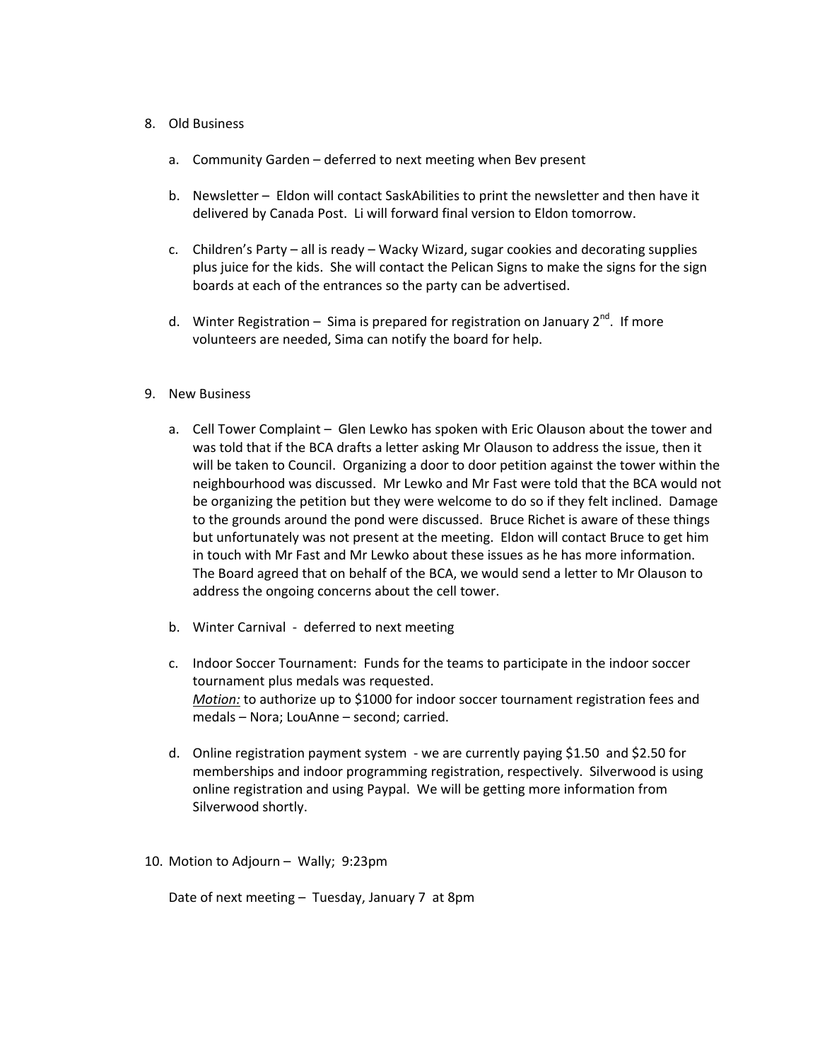8. Old Business

   a. Community Garden – deferred to next meeting when Bev present

   b. Newsletter – Eldon will contact SaskAbilities to print the newsletter and then have it delivered by Canada Post. Li will forward final version to Eldon tomorrow.

   c. Children's Party – all is ready – Wacky Wizard, sugar cookies and decorating supplies plus juice for the kids. She will contact the Pelican Signs to make the signs for the sign boards at each of the entrances so the party can be advertised.

   d. Winter Registration – Sima is prepared for registration on January 2nd. If more volunteers are needed, Sima can notify the board for help.

9. New Business

   a. Cell Tower Complaint – Glen Lewko has spoken with Eric Olauson about the tower and was told that if the BCA drafts a letter asking Mr Olauson to address the issue, then it will be taken to Council. Organizing a door to door petition against the tower within the neighbourhood was discussed. Mr Lewko and Mr Fast were told that the BCA would not be organizing the petition but they were welcome to do so if they felt inclined. Damage to the grounds around the pond were discussed. Bruce Richet is aware of these things but unfortunately was not present at the meeting. Eldon will contact Bruce to get him in touch with Mr Fast and Mr Lewko about these issues as he has more information. The Board agreed that on behalf of the BCA, we would send a letter to Mr Olauson to address the ongoing concerns about the cell tower.

   b. Winter Carnival - deferred to next meeting

   c. Indoor Soccer Tournament: Funds for the teams to participate in the indoor soccer tournament plus medals was requested.
      *Motion:* to authorize up to $1000 for indoor soccer tournament registration fees and medals – Nora; LouAnne – second; carried.

   d. Online registration payment system - we are currently paying $1.50 and $2.50 for memberships and indoor programming registration, respectively. Silverwood is using online registration and using Paypal. We will be getting more information from Silverwood shortly.

10. Motion to Adjourn – Wally; 9:23pm

    Date of next meeting – Tuesday, January 7 at 8pm